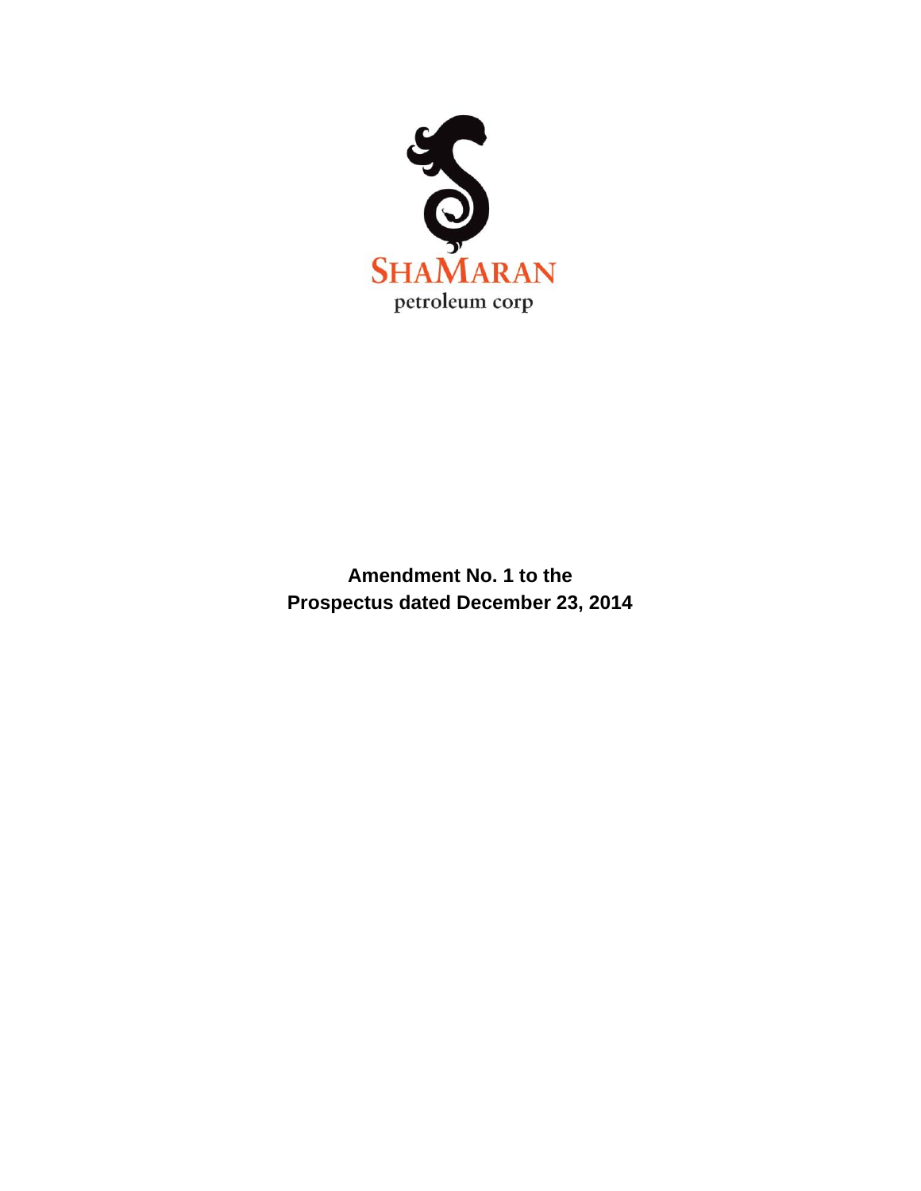SHAMARAN
petroleum corp

**Amendment No. 1 to the**
**Prospectus dated December 23, 2014**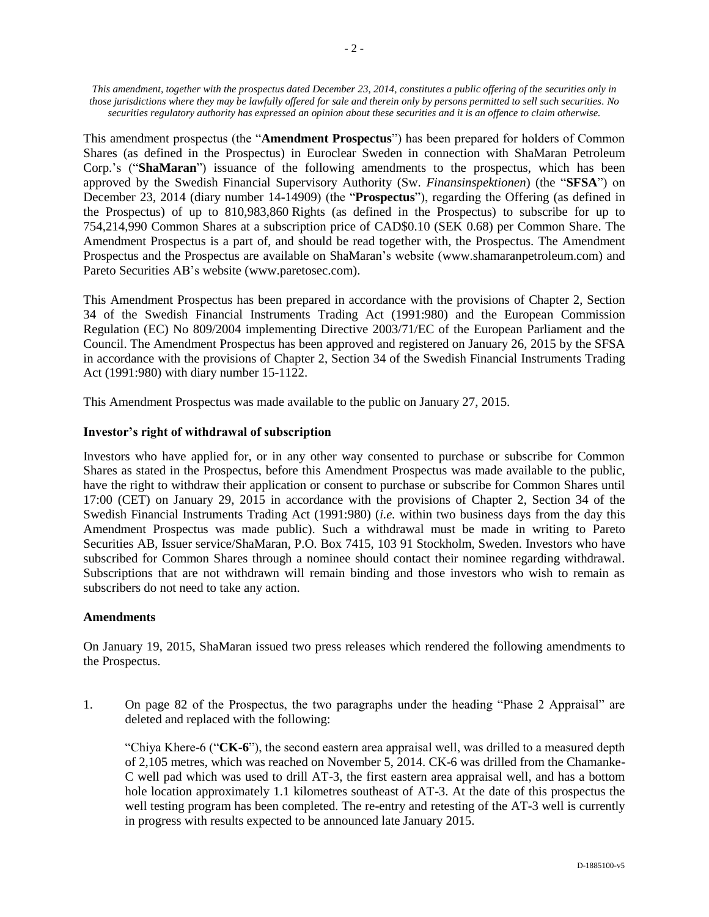*This amendment, together with the prospectus dated December 23, 2014, constitutes a public offering of the securities only in those jurisdictions where they may be lawfully offered for sale and therein only by persons permitted to sell such securities. No securities regulatory authority has expressed an opinion about these securities and it is an offence to claim otherwise.*

This amendment prospectus (the "**Amendment Prospectus**") has been prepared for holders of Common Shares (as defined in the Prospectus) in Euroclear Sweden in connection with ShaMaran Petroleum Corp.'s ("**ShaMaran**") issuance of the following amendments to the prospectus, which has been approved by the Swedish Financial Supervisory Authority (Sw. *Finansinspektionen*) (the "**SFSA**") on December 23, 2014 (diary number 14-14909) (the "**Prospectus**"), regarding the Offering (as defined in the Prospectus) of up to 810,983,860 Rights (as defined in the Prospectus) to subscribe for up to 754,214,990 Common Shares at a subscription price of CAD$0.10 (SEK 0.68) per Common Share. The Amendment Prospectus is a part of, and should be read together with, the Prospectus. The Amendment Prospectus and the Prospectus are available on ShaMaran's website (www.shamaranpetroleum.com) and Pareto Securities AB's website (www.paretosec.com).

This Amendment Prospectus has been prepared in accordance with the provisions of Chapter 2, Section 34 of the Swedish Financial Instruments Trading Act (1991:980) and the European Commission Regulation (EC) No 809/2004 implementing Directive 2003/71/EC of the European Parliament and the Council. The Amendment Prospectus has been approved and registered on January 26, 2015 by the SFSA in accordance with the provisions of Chapter 2, Section 34 of the Swedish Financial Instruments Trading Act (1991:980) with diary number 15-1122.

This Amendment Prospectus was made available to the public on January 27, 2015.

**Investor's right of withdrawal of subscription**

Investors who have applied for, or in any other way consented to purchase or subscribe for Common Shares as stated in the Prospectus, before this Amendment Prospectus was made available to the public, have the right to withdraw their application or consent to purchase or subscribe for Common Shares until 17:00 (CET) on January 29, 2015 in accordance with the provisions of Chapter 2, Section 34 of the Swedish Financial Instruments Trading Act (1991:980) (*i.e.* within two business days from the day this Amendment Prospectus was made public). Such a withdrawal must be made in writing to Pareto Securities AB, Issuer service/ShaMaran, P.O. Box 7415, 103 91 Stockholm, Sweden. Investors who have subscribed for Common Shares through a nominee should contact their nominee regarding withdrawal. Subscriptions that are not withdrawn will remain binding and those investors who wish to remain as subscribers do not need to take any action.

**Amendments**

On January 19, 2015, ShaMaran issued two press releases which rendered the following amendments to the Prospectus.

1. On page 82 of the Prospectus, the two paragraphs under the heading "Phase 2 Appraisal" are deleted and replaced with the following:

   "Chiya Khere-6 ("**CK-6**"), the second eastern area appraisal well, was drilled to a measured depth of 2,105 metres, which was reached on November 5, 2014. CK-6 was drilled from the Chamanke-C well pad which was used to drill AT-3, the first eastern area appraisal well, and has a bottom hole location approximately 1.1 kilometres southeast of AT-3. At the date of this prospectus the well testing program has been completed. The re-entry and retesting of the AT-3 well is currently in progress with results expected to be announced late January 2015.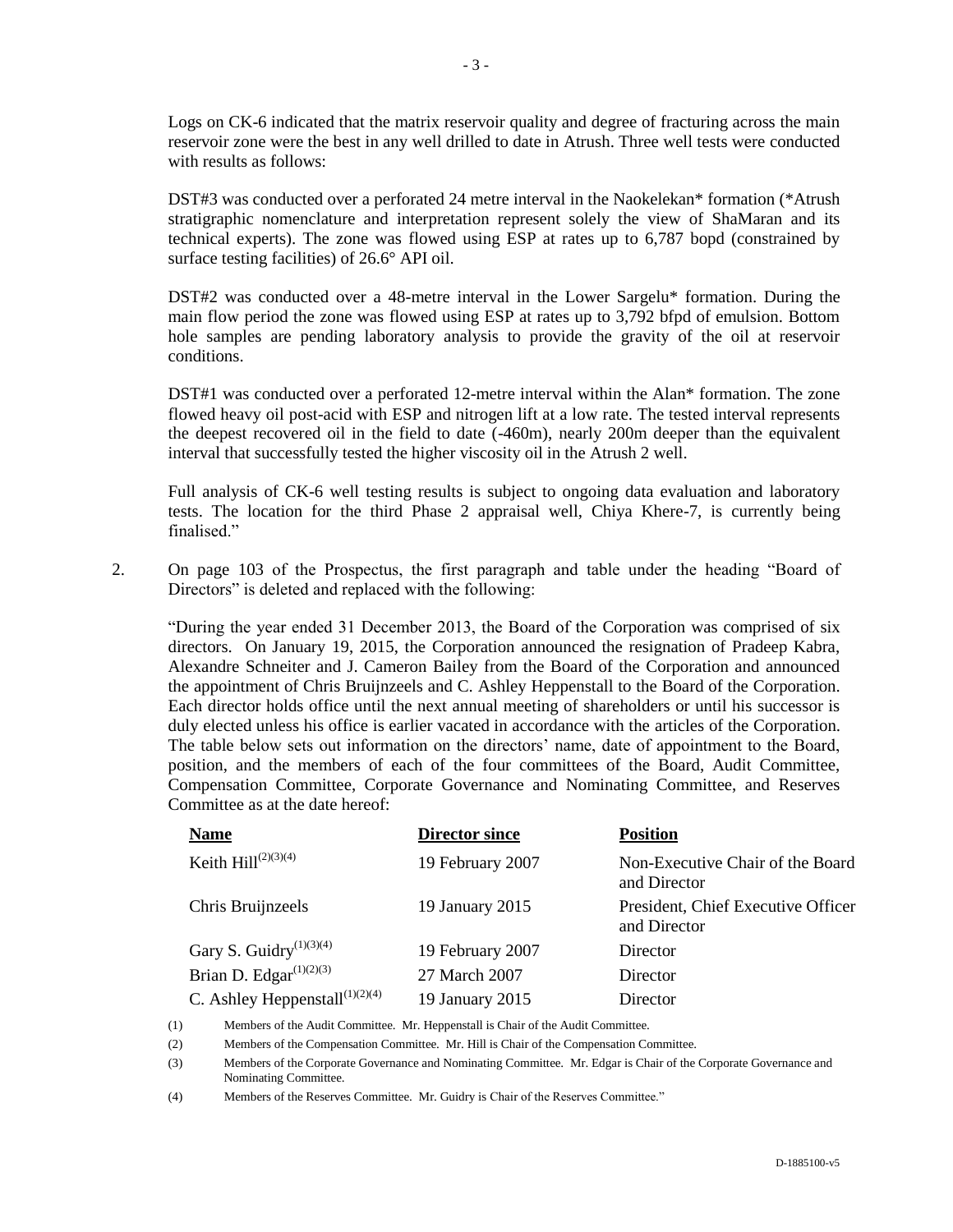Logs on CK-6 indicated that the matrix reservoir quality and degree of fracturing across the main reservoir zone were the best in any well drilled to date in Atrush. Three well tests were conducted with results as follows:

DST#3 was conducted over a perforated 24 metre interval in the Naokelekan* formation (*Atrush stratigraphic nomenclature and interpretation represent solely the view of ShaMaran and its technical experts). The zone was flowed using ESP at rates up to 6,787 bopd (constrained by surface testing facilities) of 26.6° API oil.

DST#2 was conducted over a 48-metre interval in the Lower Sargelu* formation. During the main flow period the zone was flowed using ESP at rates up to 3,792 bfpd of emulsion. Bottom hole samples are pending laboratory analysis to provide the gravity of the oil at reservoir conditions.

DST#1 was conducted over a perforated 12-metre interval within the Alan* formation. The zone flowed heavy oil post-acid with ESP and nitrogen lift at a low rate. The tested interval represents the deepest recovered oil in the field to date (-460m), nearly 200m deeper than the equivalent interval that successfully tested the higher viscosity oil in the Atrush 2 well.

Full analysis of CK-6 well testing results is subject to ongoing data evaluation and laboratory tests. The location for the third Phase 2 appraisal well, Chiya Khere-7, is currently being finalised."

2. On page 103 of the Prospectus, the first paragraph and table under the heading "Board of Directors" is deleted and replaced with the following:

"During the year ended 31 December 2013, the Board of the Corporation was comprised of six directors. On January 19, 2015, the Corporation announced the resignation of Pradeep Kabra, Alexandre Schneiter and J. Cameron Bailey from the Board of the Corporation and announced the appointment of Chris Bruijnzeels and C. Ashley Heppenstall to the Board of the Corporation. Each director holds office until the next annual meeting of shareholders or until his successor is duly elected unless his office is earlier vacated in accordance with the articles of the Corporation. The table below sets out information on the directors' name, date of appointment to the Board, position, and the members of each of the four committees of the Board, Audit Committee, Compensation Committee, Corporate Governance and Nominating Committee, and Reserves Committee as at the date hereof:

| Name | Director since | Position |
|---|---|---|
| Keith Hill(2)(3)(4) | 19 February 2007 | Non-Executive Chair of the Board and Director |
| Chris Bruijnzeels | 19 January 2015 | President, Chief Executive Officer and Director |
| Gary S. Guidry(1)(3)(4) | 19 February 2007 | Director |
| Brian D. Edgar(1)(2)(3) | 27 March 2007 | Director |
| C. Ashley Heppenstall(1)(2)(4) | 19 January 2015 | Director |

(1) Members of the Audit Committee. Mr. Heppenstall is Chair of the Audit Committee.

(2) Members of the Compensation Committee. Mr. Hill is Chair of the Compensation Committee.

(3) Members of the Corporate Governance and Nominating Committee. Mr. Edgar is Chair of the Corporate Governance and Nominating Committee.

(4) Members of the Reserves Committee. Mr. Guidry is Chair of the Reserves Committee."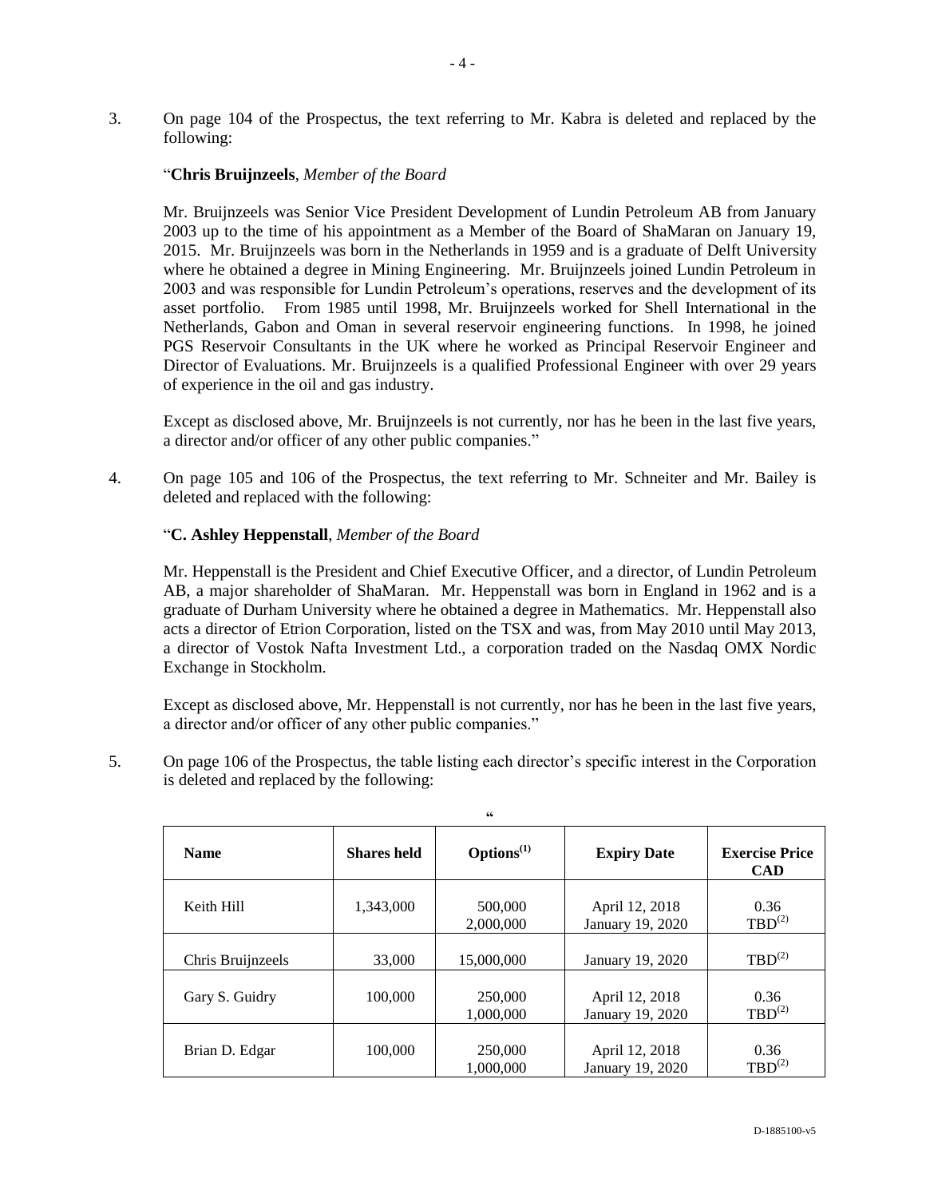3. On page 104 of the Prospectus, the text referring to Mr. Kabra is deleted and replaced by the following:

"**Chris Bruijnzeels**, *Member of the Board*

Mr. Bruijnzeels was Senior Vice President Development of Lundin Petroleum AB from January 2003 up to the time of his appointment as a Member of the Board of ShaMaran on January 19, 2015. Mr. Bruijnzeels was born in the Netherlands in 1959 and is a graduate of Delft University where he obtained a degree in Mining Engineering. Mr. Bruijnzeels joined Lundin Petroleum in 2003 and was responsible for Lundin Petroleum's operations, reserves and the development of its asset portfolio. From 1985 until 1998, Mr. Bruijnzeels worked for Shell International in the Netherlands, Gabon and Oman in several reservoir engineering functions. In 1998, he joined PGS Reservoir Consultants in the UK where he worked as Principal Reservoir Engineer and Director of Evaluations. Mr. Bruijnzeels is a qualified Professional Engineer with over 29 years of experience in the oil and gas industry.

Except as disclosed above, Mr. Bruijnzeels is not currently, nor has he been in the last five years, a director and/or officer of any other public companies."

4. On page 105 and 106 of the Prospectus, the text referring to Mr. Schneiter and Mr. Bailey is deleted and replaced with the following:

"**C. Ashley Heppenstall**, *Member of the Board*

Mr. Heppenstall is the President and Chief Executive Officer, and a director, of Lundin Petroleum AB, a major shareholder of ShaMaran. Mr. Heppenstall was born in England in 1962 and is a graduate of Durham University where he obtained a degree in Mathematics. Mr. Heppenstall also acts a director of Etrion Corporation, listed on the TSX and was, from May 2010 until May 2013, a director of Vostok Nafta Investment Ltd., a corporation traded on the Nasdaq OMX Nordic Exchange in Stockholm.

Except as disclosed above, Mr. Heppenstall is not currently, nor has he been in the last five years, a director and/or officer of any other public companies."

5. On page 106 of the Prospectus, the table listing each director's specific interest in the Corporation is deleted and replaced by the following:

"

| Name | Shares held | Options[(1)] | Expiry Date | Exercise Price CAD |
|---|---|---|---|---|
| Keith Hill | 1,343,000 | 500,000<br>2,000,000 | April 12, 2018<br>January 19, 2020 | 0.36<br>TBD[(2)] |
| Chris Bruijnzeels | 33,000 | 15,000,000 | January 19, 2020 | TBD[(2)] |
| Gary S. Guidry | 100,000 | 250,000<br>1,000,000 | April 12, 2018<br>January 19, 2020 | 0.36<br>TBD[(2)] |
| Brian D. Edgar | 100,000 | 250,000<br>1,000,000 | April 12, 2018<br>January 19, 2020 | 0.36<br>TBD[(2)] |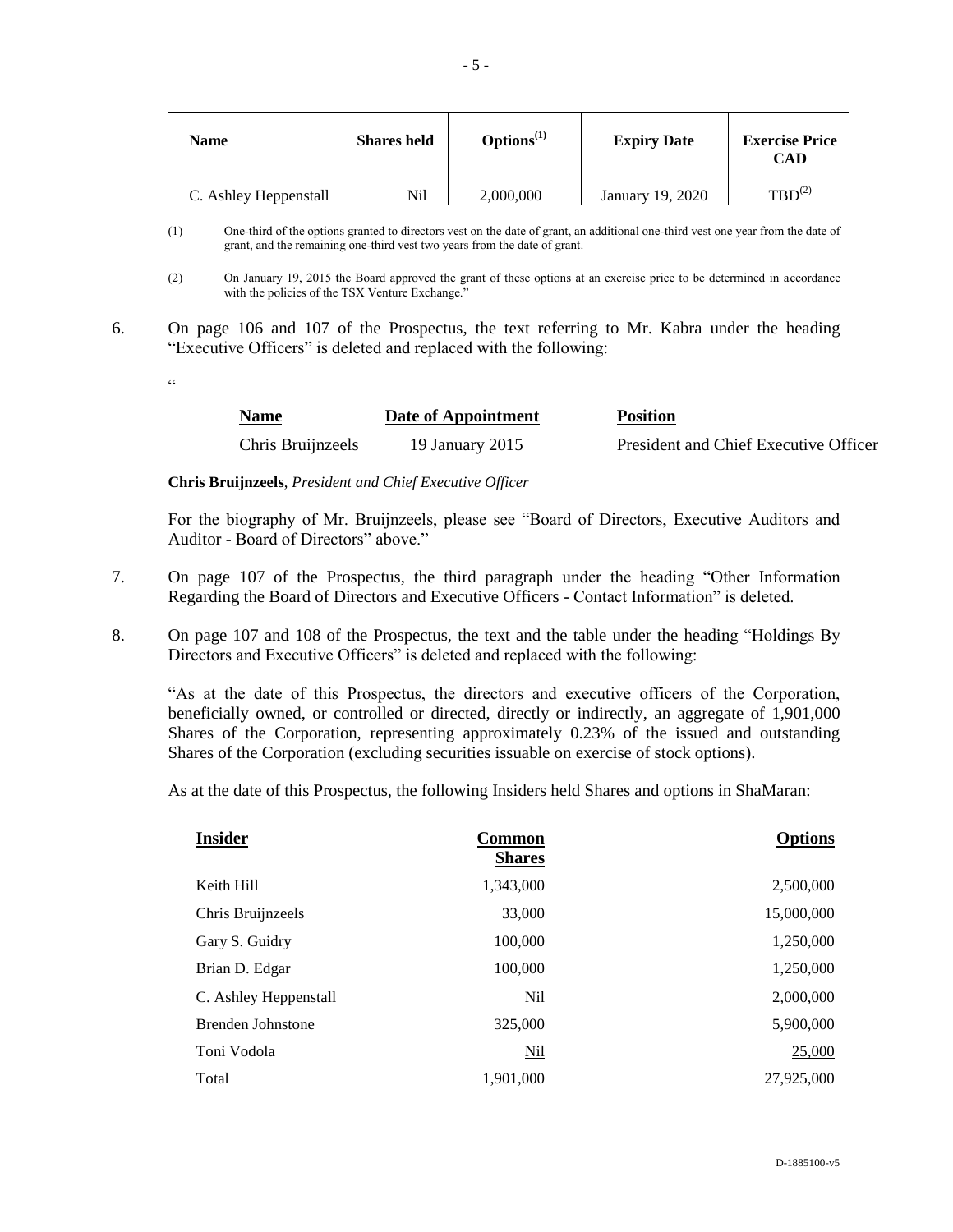| Name | Shares held | Options[(1)] | Expiry Date | Exercise Price CAD |
| --- | --- | --- | --- | --- |
| C. Ashley Heppenstall | Nil | 2,000,000 | January 19, 2020 | TBD[(2)] |

(1) One-third of the options granted to directors vest on the date of grant, an additional one-third vest one year from the date of grant, and the remaining one-third vest two years from the date of grant.

(2) On January 19, 2015 the Board approved the grant of these options at an exercise price to be determined in accordance with the policies of the TSX Venture Exchange."

6. On page 106 and 107 of the Prospectus, the text referring to Mr. Kabra under the heading "Executive Officers" is deleted and replaced with the following:

"

| Name | Date of Appointment | Position |
| --- | --- | --- |
| Chris Bruijnzeels | 19 January 2015 | President and Chief Executive Officer |

**Chris Bruijnzeels**, *President and Chief Executive Officer*

For the biography of Mr. Bruijnzeels, please see "Board of Directors, Executive Auditors and Auditor - Board of Directors" above."

7. On page 107 of the Prospectus, the third paragraph under the heading "Other Information Regarding the Board of Directors and Executive Officers - Contact Information" is deleted.

8. On page 107 and 108 of the Prospectus, the text and the table under the heading "Holdings By Directors and Executive Officers" is deleted and replaced with the following:

"As at the date of this Prospectus, the directors and executive officers of the Corporation, beneficially owned, or controlled or directed, directly or indirectly, an aggregate of 1,901,000 Shares of the Corporation, representing approximately 0.23% of the issued and outstanding Shares of the Corporation (excluding securities issuable on exercise of stock options).

As at the date of this Prospectus, the following Insiders held Shares and options in ShaMaran:

| Insider | Common Shares | Options |
| --- | --- | --- |
| Keith Hill | 1,343,000 | 2,500,000 |
| Chris Bruijnzeels | 33,000 | 15,000,000 |
| Gary S. Guidry | 100,000 | 1,250,000 |
| Brian D. Edgar | 100,000 | 1,250,000 |
| C. Ashley Heppenstall | Nil | 2,000,000 |
| Brenden Johnstone | 325,000 | 5,900,000 |
| Toni Vodola | Nil | 25,000 |
| Total | 1,901,000 | 27,925,000 |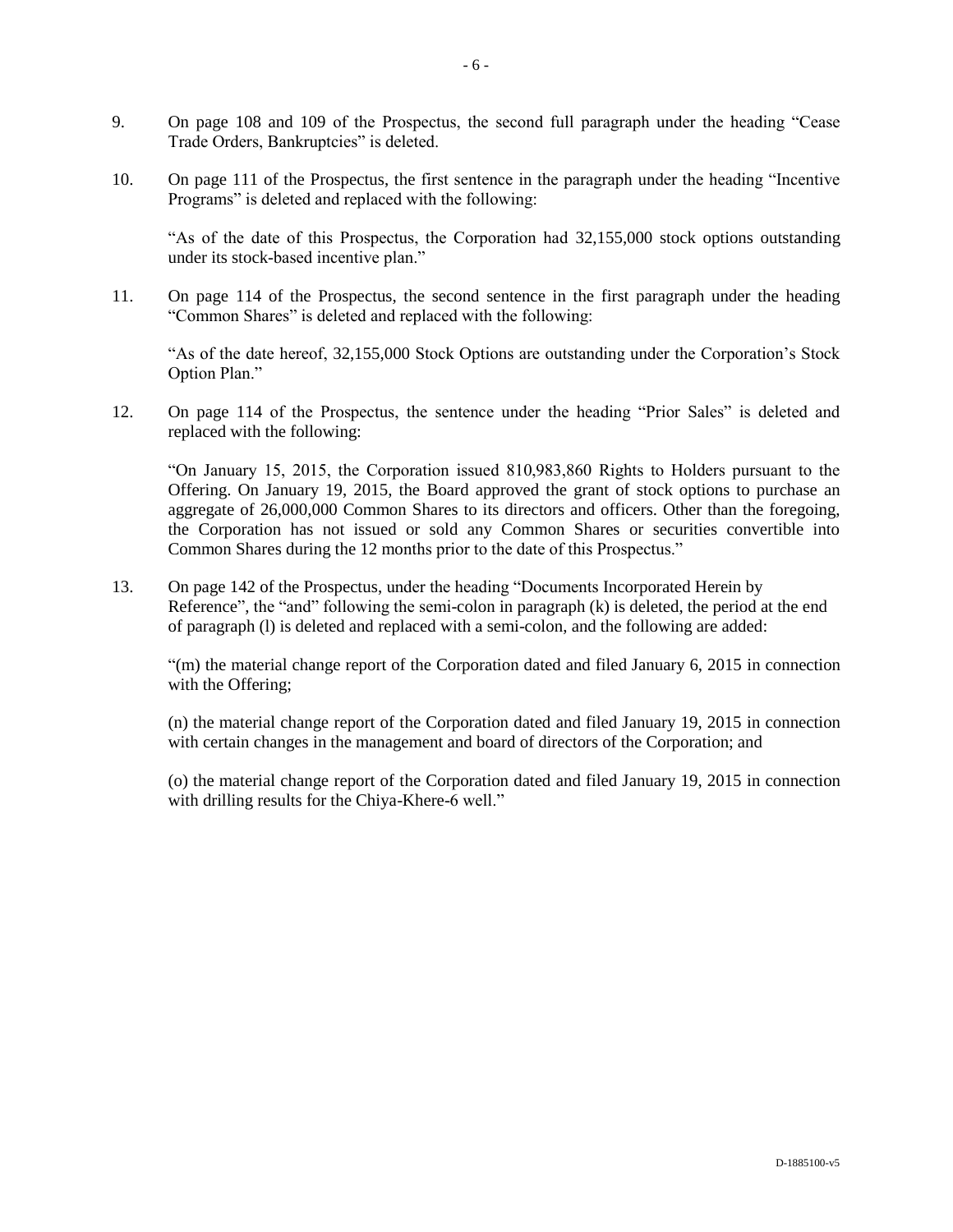9. On page 108 and 109 of the Prospectus, the second full paragraph under the heading "Cease Trade Orders, Bankruptcies" is deleted.

10. On page 111 of the Prospectus, the first sentence in the paragraph under the heading "Incentive Programs" is deleted and replaced with the following:

    "As of the date of this Prospectus, the Corporation had 32,155,000 stock options outstanding under its stock-based incentive plan."

11. On page 114 of the Prospectus, the second sentence in the first paragraph under the heading "Common Shares" is deleted and replaced with the following:

    "As of the date hereof, 32,155,000 Stock Options are outstanding under the Corporation's Stock Option Plan."

12. On page 114 of the Prospectus, the sentence under the heading "Prior Sales" is deleted and replaced with the following:

    "On January 15, 2015, the Corporation issued 810,983,860 Rights to Holders pursuant to the Offering. On January 19, 2015, the Board approved the grant of stock options to purchase an aggregate of 26,000,000 Common Shares to its directors and officers. Other than the foregoing, the Corporation has not issued or sold any Common Shares or securities convertible into Common Shares during the 12 months prior to the date of this Prospectus."

13. On page 142 of the Prospectus, under the heading "Documents Incorporated Herein by Reference", the "and" following the semi-colon in paragraph (k) is deleted, the period at the end of paragraph (l) is deleted and replaced with a semi-colon, and the following are added:

    "(m) the material change report of the Corporation dated and filed January 6, 2015 in connection with the Offering;

    (n) the material change report of the Corporation dated and filed January 19, 2015 in connection with certain changes in the management and board of directors of the Corporation; and

    (o) the material change report of the Corporation dated and filed January 19, 2015 in connection with drilling results for the Chiya-Khere-6 well."

D-1885100-v5